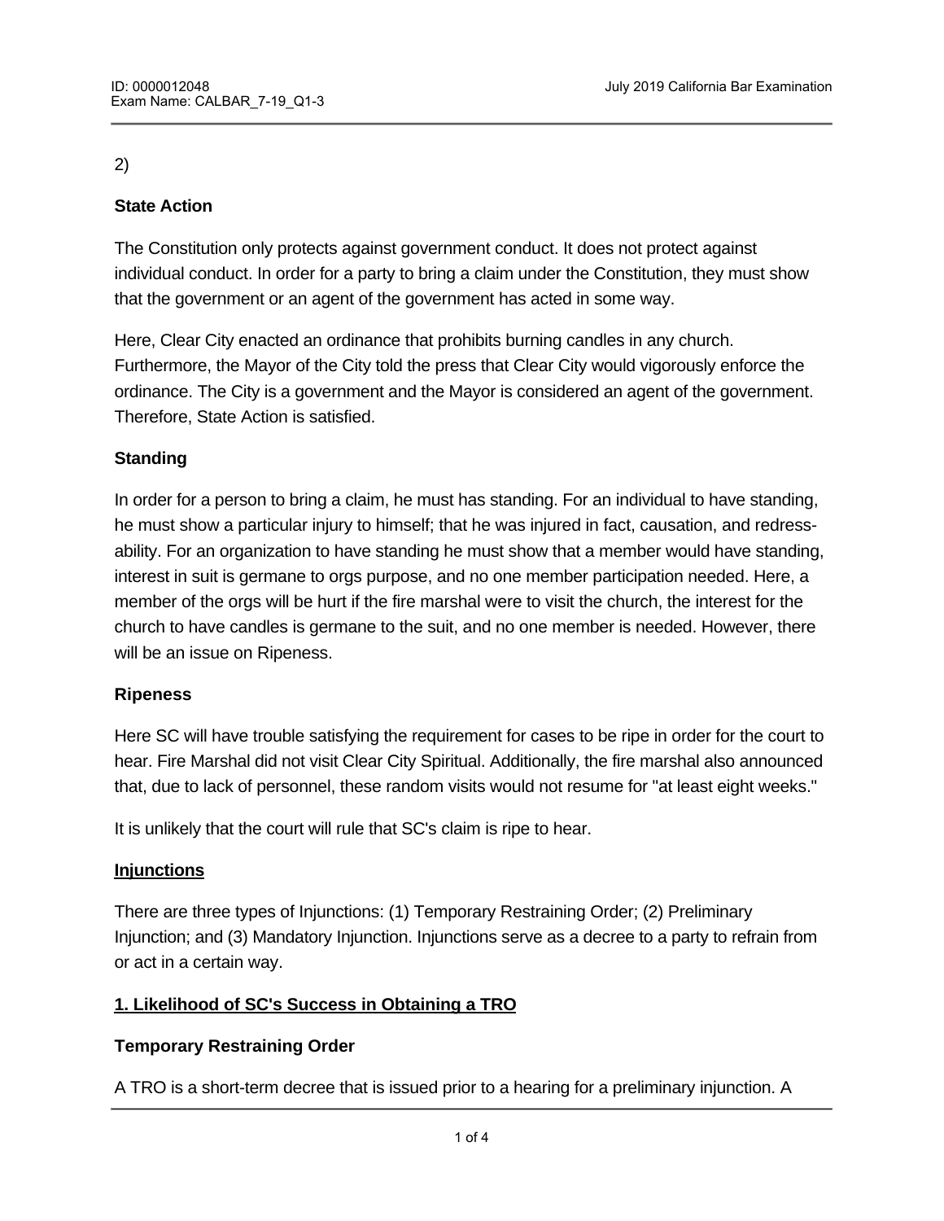2)

**State Action**

The Constitution only protects against government conduct. It does not protect against individual conduct. In order for a party to bring a claim under the Constitution, they must show that the government or an agent of the government has acted in some way.

Here, Clear City enacted an ordinance that prohibits burning candles in any church. Furthermore, the Mayor of the City told the press that Clear City would vigorously enforce the ordinance. The City is a government and the Mayor is considered an agent of the government. Therefore, State Action is satisfied.

**Standing**

In order for a person to bring a claim, he must has standing. For an individual to have standing, he must show a particular injury to himself; that he was injured in fact, causation, and redress-ability. For an organization to have standing he must show that a member would have standing, interest in suit is germane to orgs purpose, and no one member participation needed. Here, a member of the orgs will be hurt if the fire marshal were to visit the church, the interest for the church to have candles is germane to the suit, and no one member is needed. However, there will be an issue on Ripeness.

**Ripeness**

Here SC will have trouble satisfying the requirement for cases to be ripe in order for the court to hear. Fire Marshal did not visit Clear City Spiritual. Additionally, the fire marshal also announced that, due to lack of personnel, these random visits would not resume for "at least eight weeks."

It is unlikely that the court will rule that SC's claim is ripe to hear.

**<u>Injunctions</u>**

There are three types of Injunctions: (1) Temporary Restraining Order; (2) Preliminary Injunction; and (3) Mandatory Injunction. Injunctions serve as a decree to a party to refrain from or act in a certain way.

**<u>1. Likelihood of SC's Success in Obtaining a TRO</u>**

**Temporary Restraining Order**

A TRO is a short-term decree that is issued prior to a hearing for a preliminary injunction. A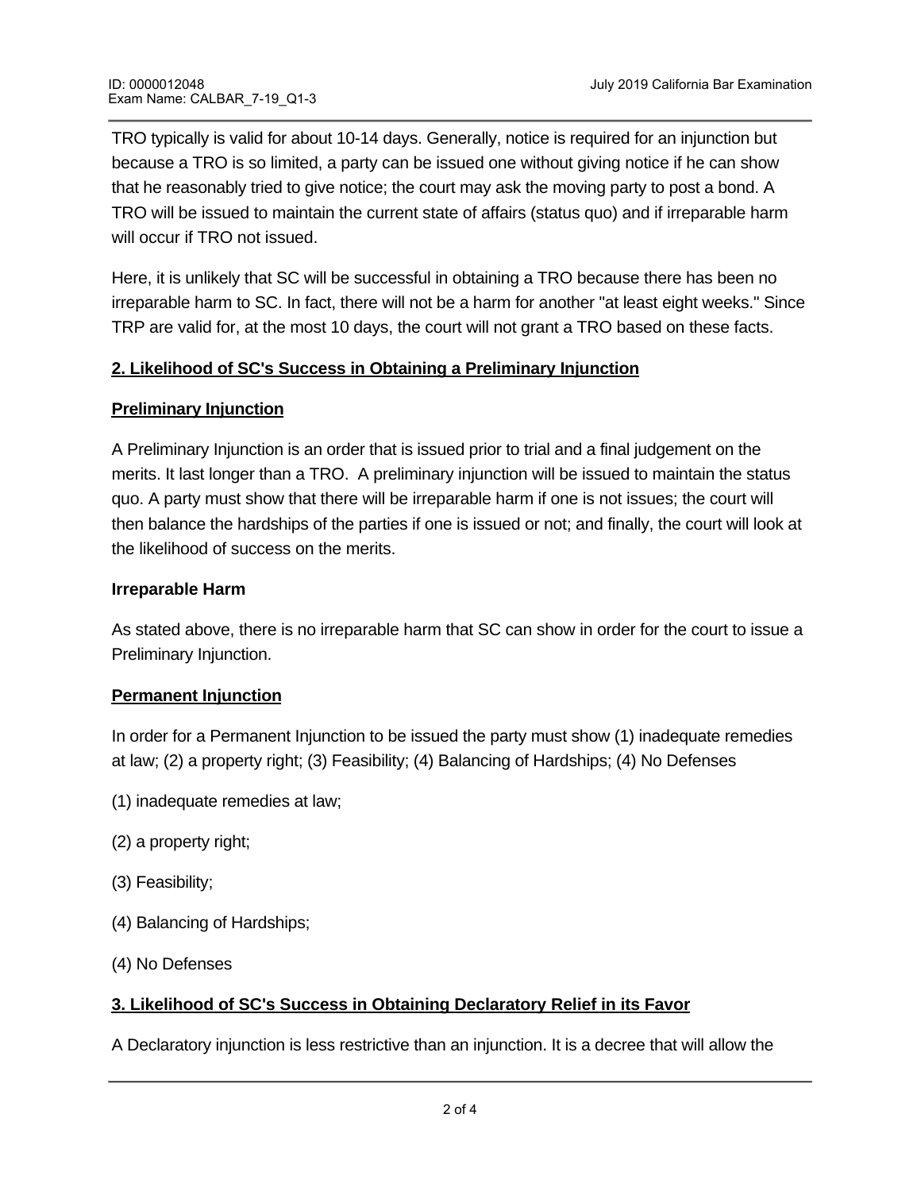TRO typically is valid for about 10-14 days. Generally, notice is required for an injunction but because a TRO is so limited, a party can be issued one without giving notice if he can show that he reasonably tried to give notice; the court may ask the moving party to post a bond. A TRO will be issued to maintain the current state of affairs (status quo) and if irreparable harm will occur if TRO not issued.

Here, it is unlikely that SC will be successful in obtaining a TRO because there has been no irreparable harm to SC. In fact, there will not be a harm for another "at least eight weeks." Since TRP are valid for, at the most 10 days, the court will not grant a TRO based on these facts.

**2. Likelihood of SC's Success in Obtaining a Preliminary Injunction**

**Preliminary Injunction**

A Preliminary Injunction is an order that is issued prior to trial and a final judgement on the merits. It last longer than a TRO.  A preliminary injunction will be issued to maintain the status quo. A party must show that there will be irreparable harm if one is not issues; the court will then balance the hardships of the parties if one is issued or not; and finally, the court will look at the likelihood of success on the merits.

**Irreparable Harm**

As stated above, there is no irreparable harm that SC can show in order for the court to issue a Preliminary Injunction.

**Permanent Injunction**

In order for a Permanent Injunction to be issued the party must show (1) inadequate remedies at law; (2) a property right; (3) Feasibility; (4) Balancing of Hardships; (4) No Defenses

(1) inadequate remedies at law;

(2) a property right;

(3) Feasibility;

(4) Balancing of Hardships;

(4) No Defenses

**3. Likelihood of SC's Success in Obtaining Declaratory Relief in its Favor**

A Declaratory injunction is less restrictive than an injunction. It is a decree that will allow the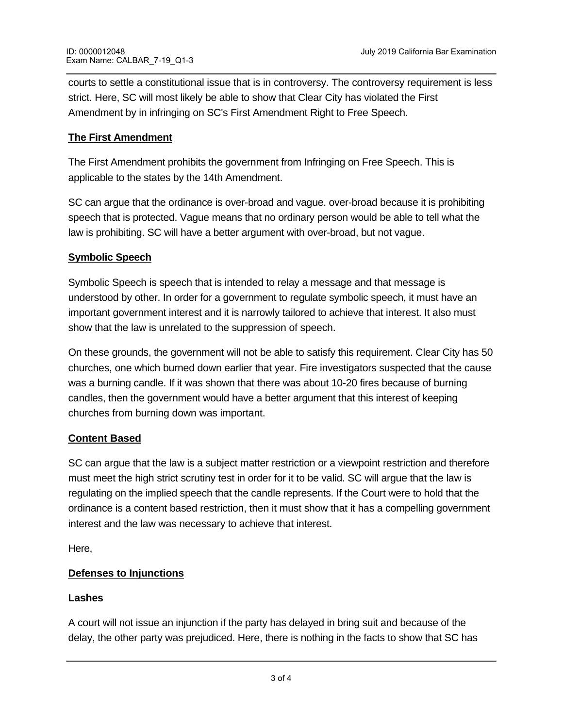courts to settle a constitutional issue that is in controversy. The controversy requirement is less strict. Here, SC will most likely be able to show that Clear City has violated the First Amendment by in infringing on SC's First Amendment Right to Free Speech.

**The First Amendment**

The First Amendment prohibits the government from Infringing on Free Speech. This is applicable to the states by the 14th Amendment.

SC can argue that the ordinance is over-broad and vague. over-broad because it is prohibiting speech that is protected. Vague means that no ordinary person would be able to tell what the law is prohibiting. SC will have a better argument with over-broad, but not vague.

**Symbolic Speech**

Symbolic Speech is speech that is intended to relay a message and that message is understood by other. In order for a government to regulate symbolic speech, it must have an important government interest and it is narrowly tailored to achieve that interest. It also must show that the law is unrelated to the suppression of speech.

On these grounds, the government will not be able to satisfy this requirement. Clear City has 50 churches, one which burned down earlier that year. Fire investigators suspected that the cause was a burning candle. If it was shown that there was about 10-20 fires because of burning candles, then the government would have a better argument that this interest of keeping churches from burning down was important.

**Content Based**

SC can argue that the law is a subject matter restriction or a viewpoint restriction and therefore must meet the high strict scrutiny test in order for it to be valid. SC will argue that the law is regulating on the implied speech that the candle represents. If the Court were to hold that the ordinance is a content based restriction, then it must show that it has a compelling government interest and the law was necessary to achieve that interest.

Here,

**Defenses to Injunctions**

**Lashes**

A court will not issue an injunction if the party has delayed in bring suit and because of the delay, the other party was prejudiced. Here, there is nothing in the facts to show that SC has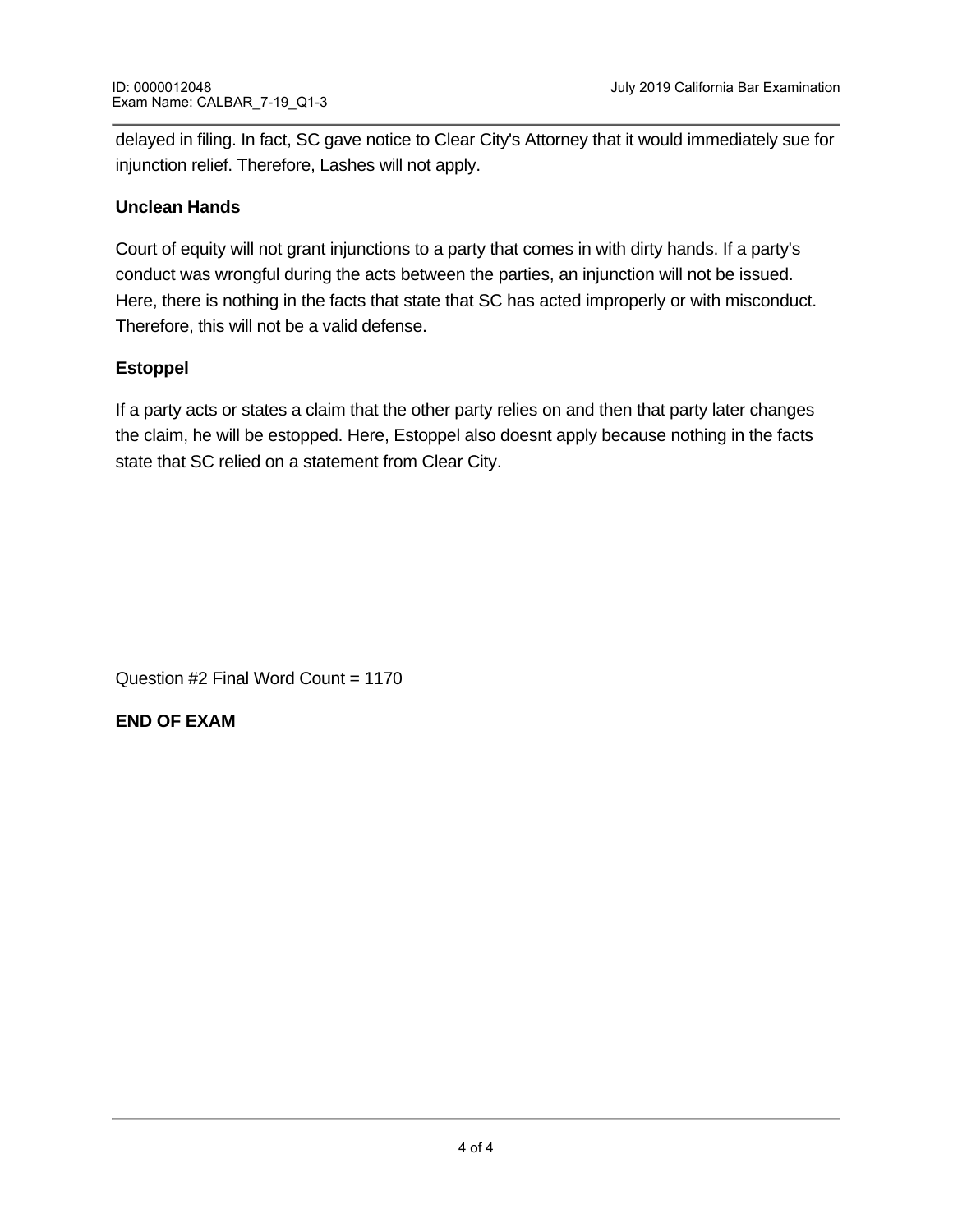delayed in filing. In fact, SC gave notice to Clear City's Attorney that it would immediately sue for injunction relief. Therefore, Lashes will not apply.

**Unclean Hands**

Court of equity will not grant injunctions to a party that comes in with dirty hands. If a party's conduct was wrongful during the acts between the parties, an injunction will not be issued. Here, there is nothing in the facts that state that SC has acted improperly or with misconduct. Therefore, this will not be a valid defense.

**Estoppel**

If a party acts or states a claim that the other party relies on and then that party later changes the claim, he will be estopped. Here, Estoppel also doesnt apply because nothing in the facts state that SC relied on a statement from Clear City.

Question #2 Final Word Count = 1170

**END OF EXAM**